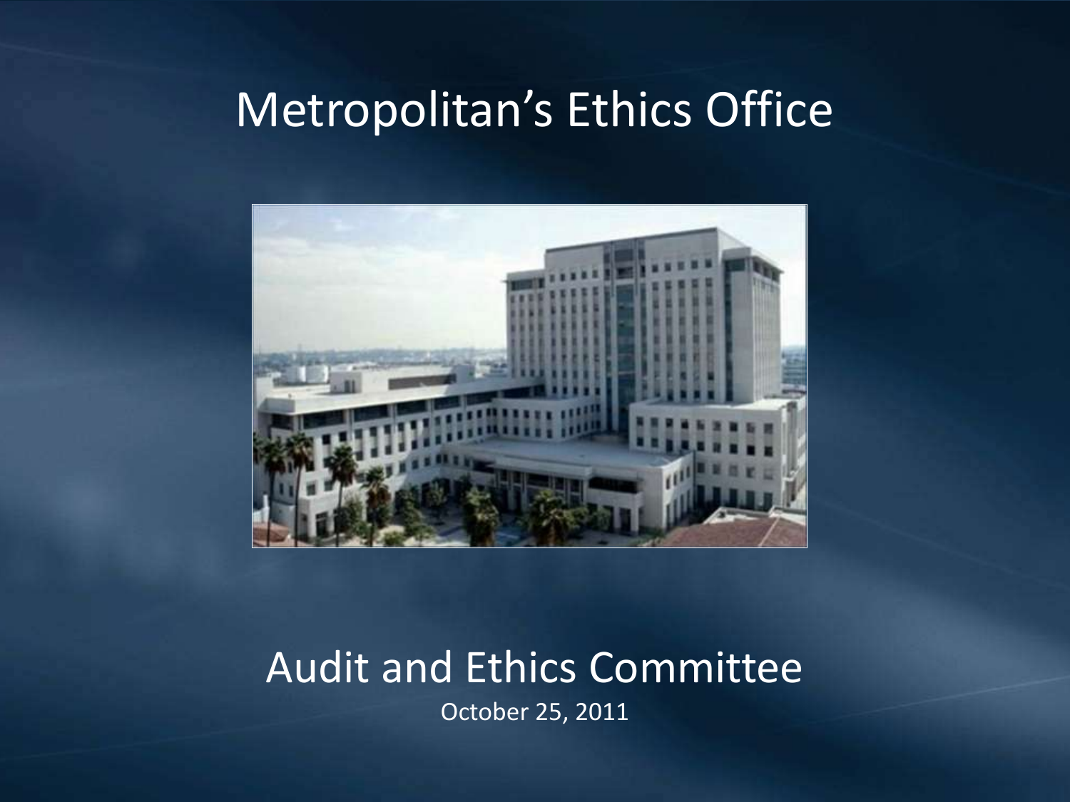# Metropolitan's Ethics Office

## Audit and Ethics Committee

October 25, 2011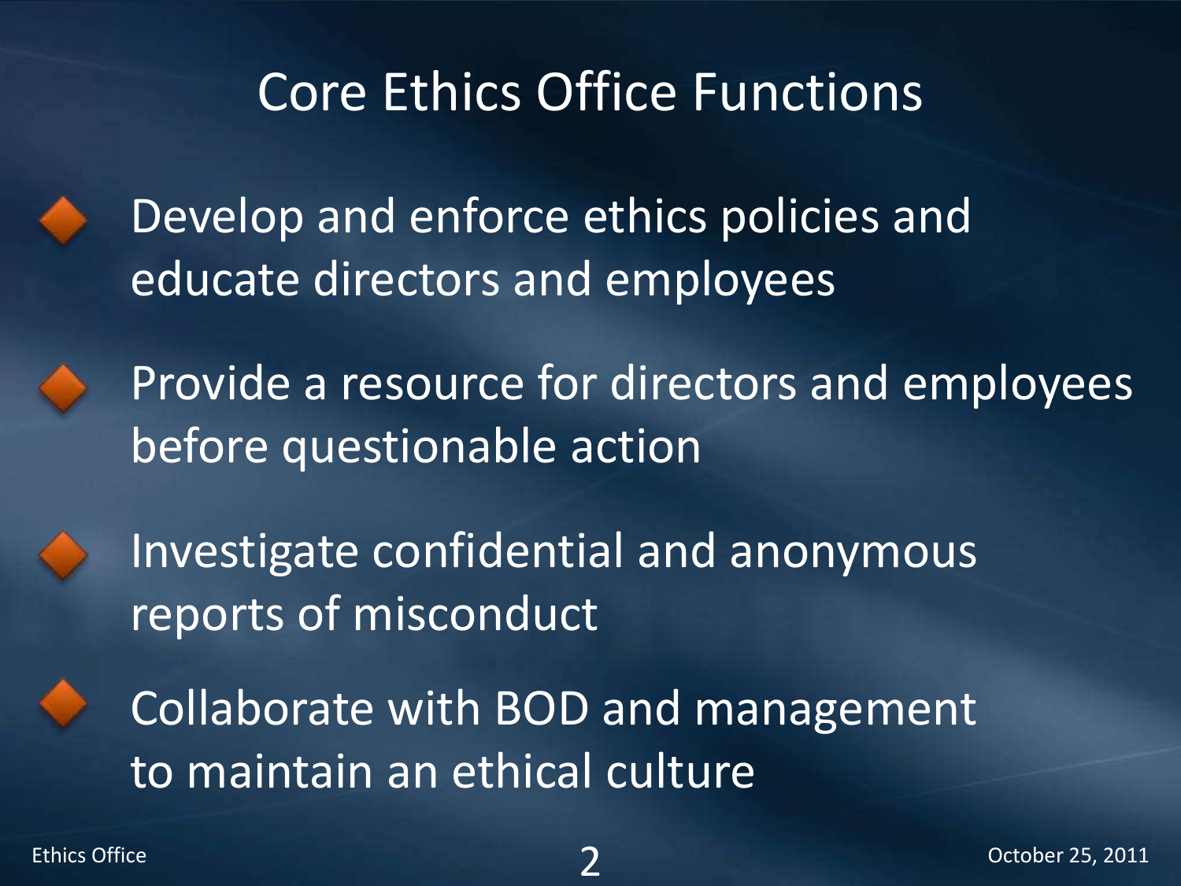# Core Ethics Office Functions

- Develop and enforce ethics policies and educate directors and employees
- Provide a resource for directors and employees before questionable action
- Investigate confidential and anonymous reports of misconduct
- Collaborate with BOD and management to maintain an ethical culture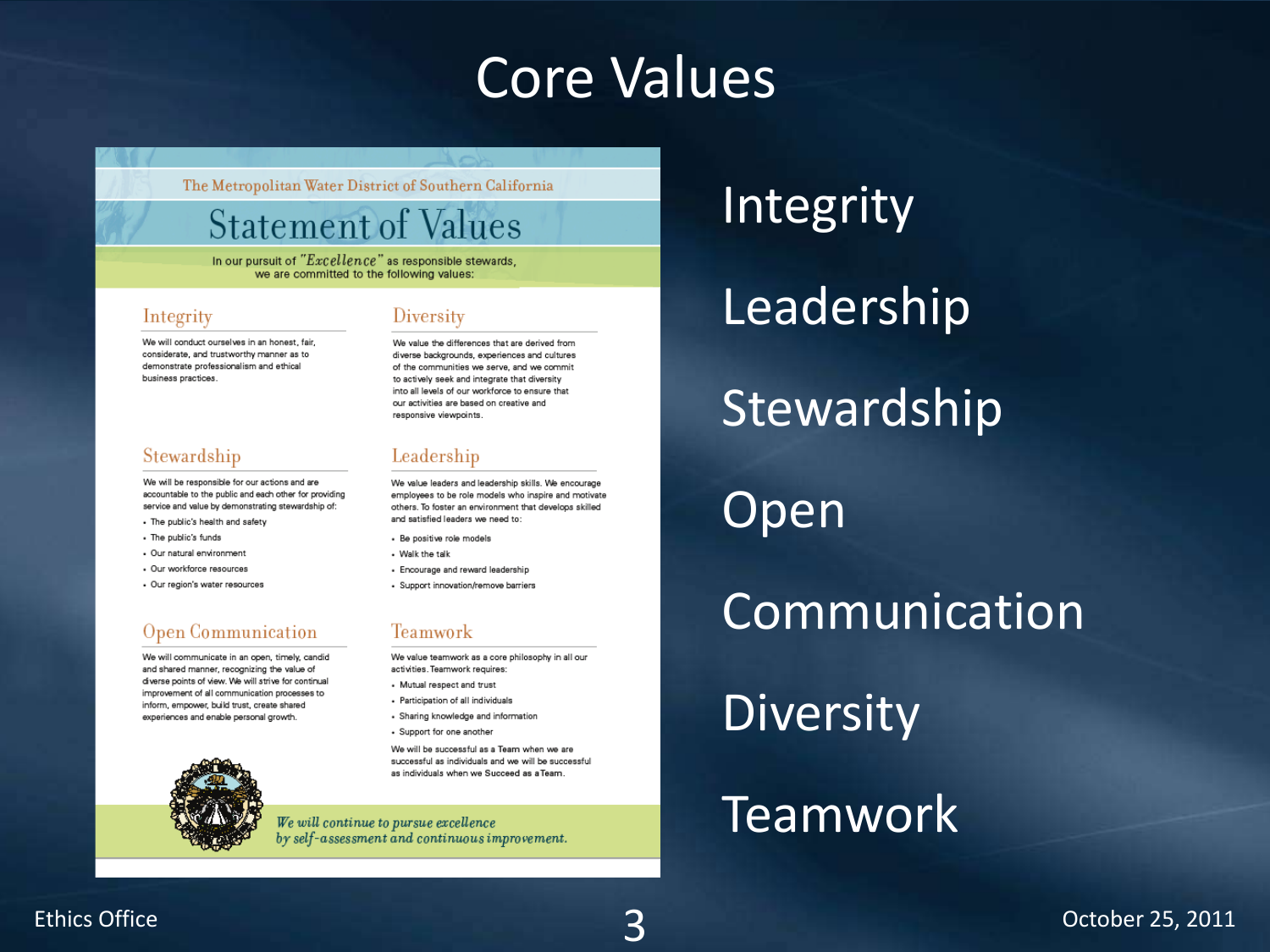# Core Values

## The Metropolitan Water District of Southern California

## Statement of Values

In our pursuit of *"Excellence"* as responsible stewards, we are committed to the following values:

### Integrity

We will conduct ourselves in an honest, fair, considerate, and trustworthy manner as to demonstrate professionalism and ethical business practices.

### Diversity

We value the differences that are derived from diverse backgrounds, experiences and cultures of the communities we serve, and we commit to actively seek and integrate that diversity into all levels of our workforce to ensure that our activities are based on creative and responsive viewpoints.

### Stewardship

We will be responsible for our actions and are accountable to the public and each other for providing service and value by demonstrating stewardship of:

- The public's health and safety
- The public's funds
- Our natural environment
- Our workforce resources
- Our region's water resources

### Leadership

We value leaders and leadership skills. We encourage employees to be role models who inspire and motivate others. To foster an environment that develops skilled and satisfied leaders we need to:

- Be positive role models
- Walk the talk
- Encourage and reward leadership
- Support innovation/remove barriers

### Open Communication

We will communicate in an open, timely, candid and shared manner, recognizing the value of diverse points of view. We will strive for continual improvement of all communication processes to inform, empower, build trust, create shared experiences and enable personal growth.

### Teamwork

We value teamwork as a core philosophy in all our activities. Teamwork requires:

- Mutual respect and trust
- Participation of all individuals
- Sharing knowledge and information
- Support for one another

We will be successful as a Team when we are successful as individuals and we will be successful as individuals when we Succeed as a Team.

*We will continue to pursue excellence by self-assessment and continuous improvement.*

---

- Integrity
- Leadership
- Stewardship
- Open Communication
- Diversity
- Teamwork

Ethics Office

October 25, 2011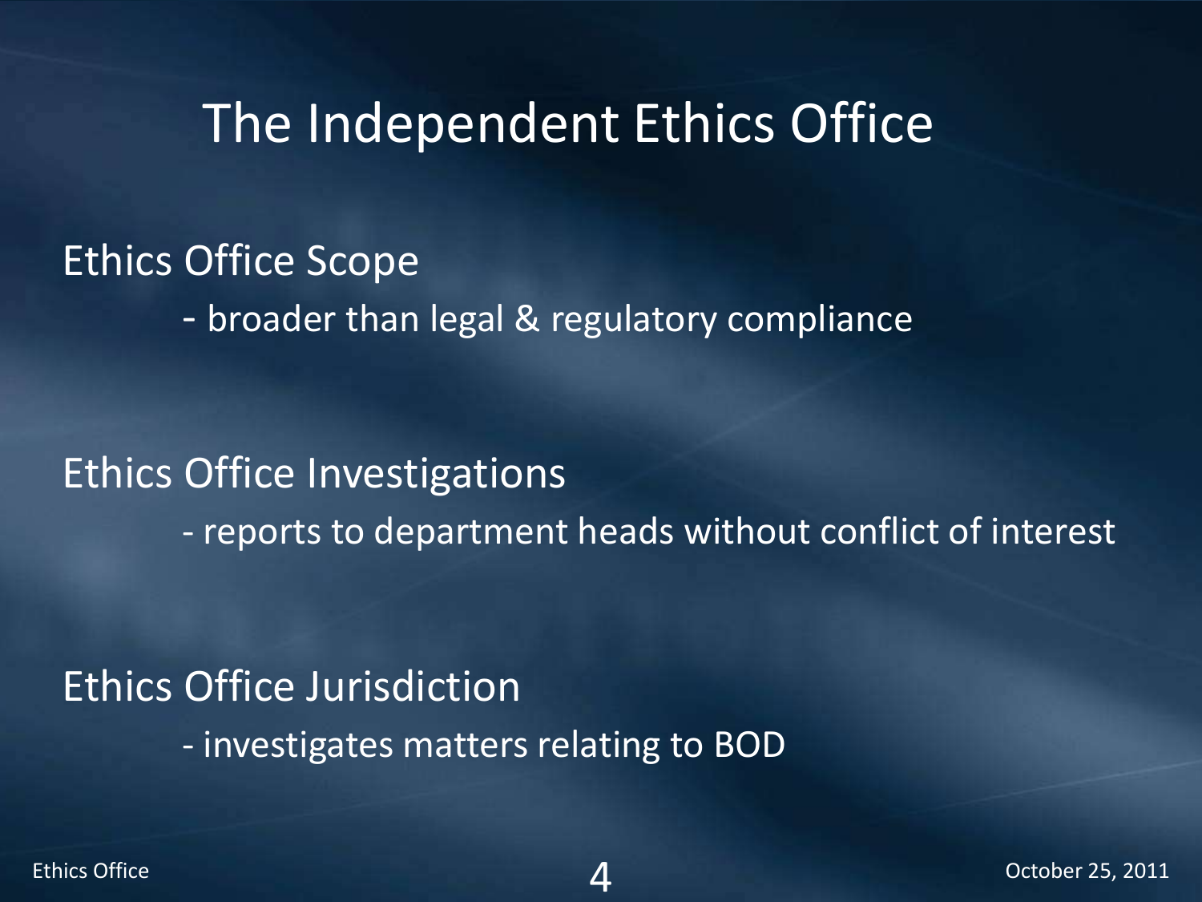# The Independent Ethics Office

Ethics Office Scope

- broader than legal & regulatory compliance

Ethics Office Investigations

- reports to department heads without conflict of interest

Ethics Office Jurisdiction

- investigates matters relating to BOD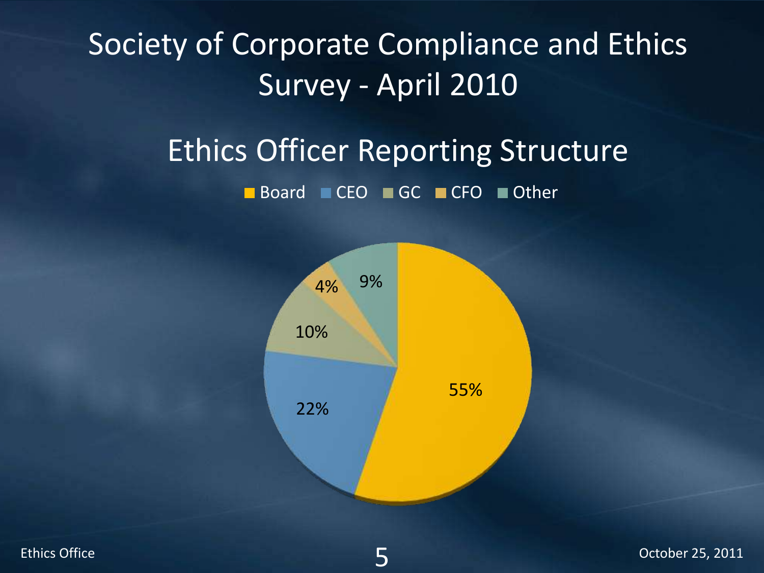# Society of Corporate Compliance and Ethics Survey - April 2010

## Ethics Officer Reporting Structure

| Reporting To | Percentage |
| --- | --- |
| Board | 55% |
| CEO | 22% |
| GC | 10% |
| CFO | 4% |
| Other | 9% |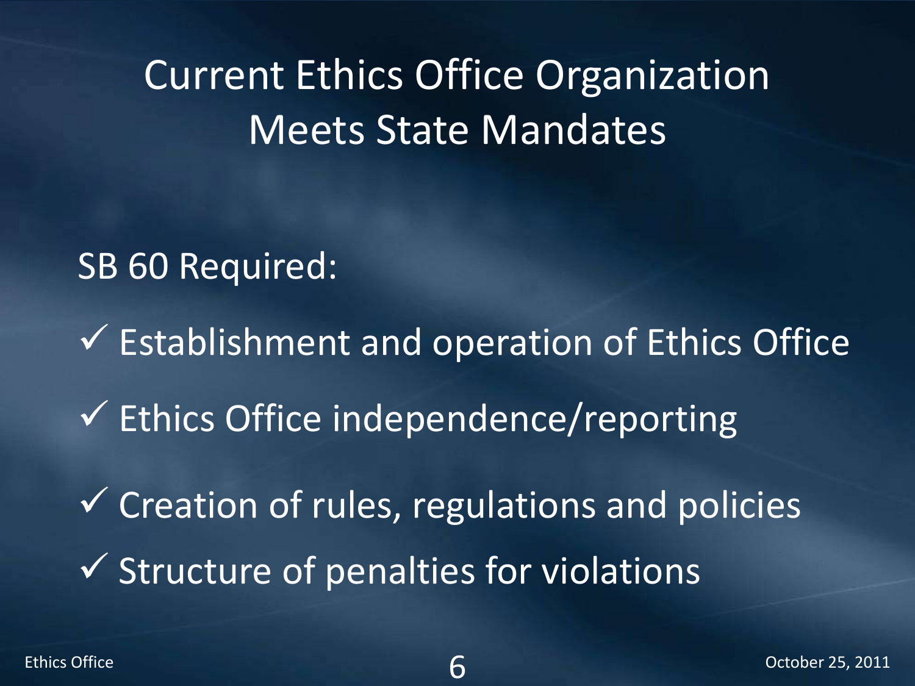# Current Ethics Office Organization Meets State Mandates

SB 60 Required:

- ✓ Establishment and operation of Ethics Office
- ✓ Ethics Office independence/reporting
- ✓ Creation of rules, regulations and policies
- ✓ Structure of penalties for violations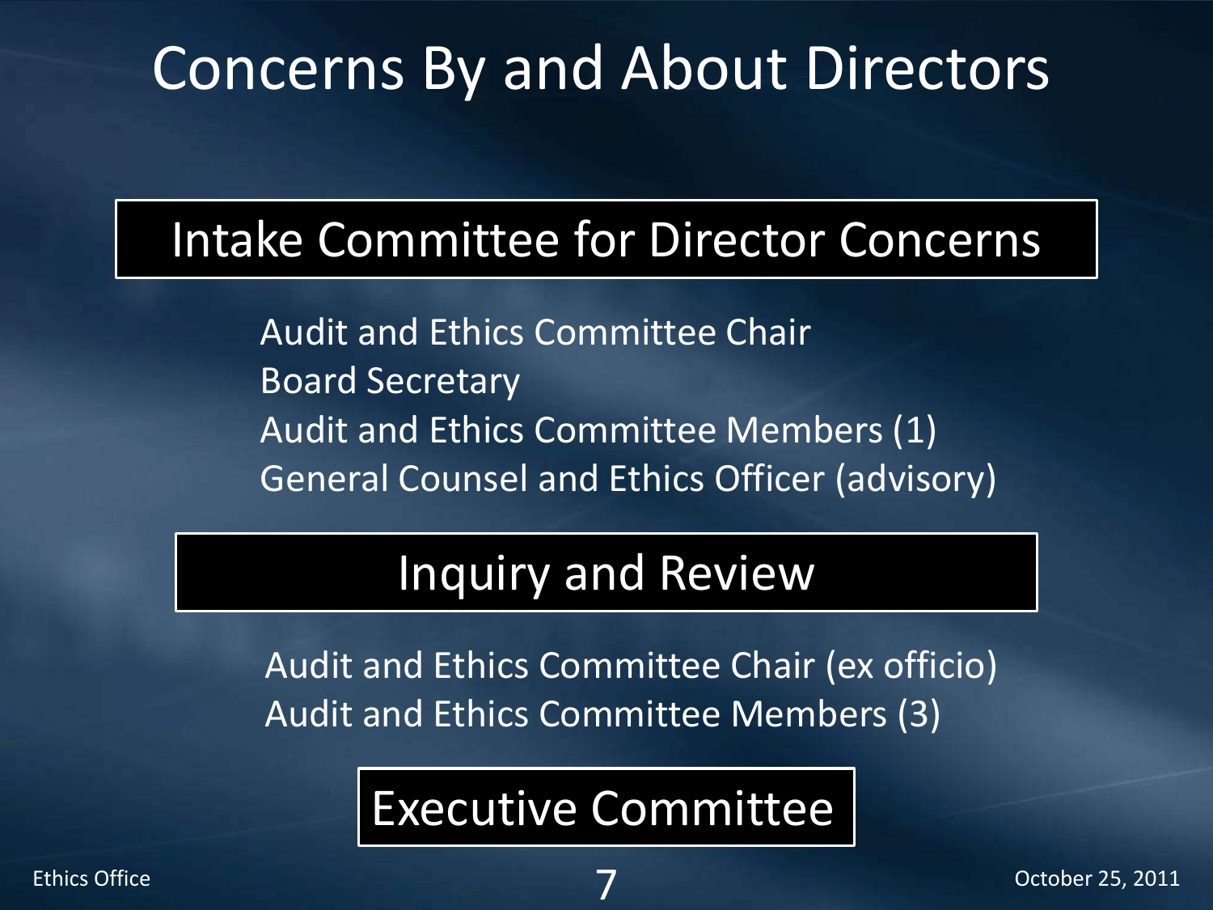# Concerns By and About Directors

## Intake Committee for Director Concerns

Audit and Ethics Committee Chair
Board Secretary
Audit and Ethics Committee Members (1)
General Counsel and Ethics Officer (advisory)

## Inquiry and Review

Audit and Ethics Committee Chair (ex officio)
Audit and Ethics Committee Members (3)

## Executive Committee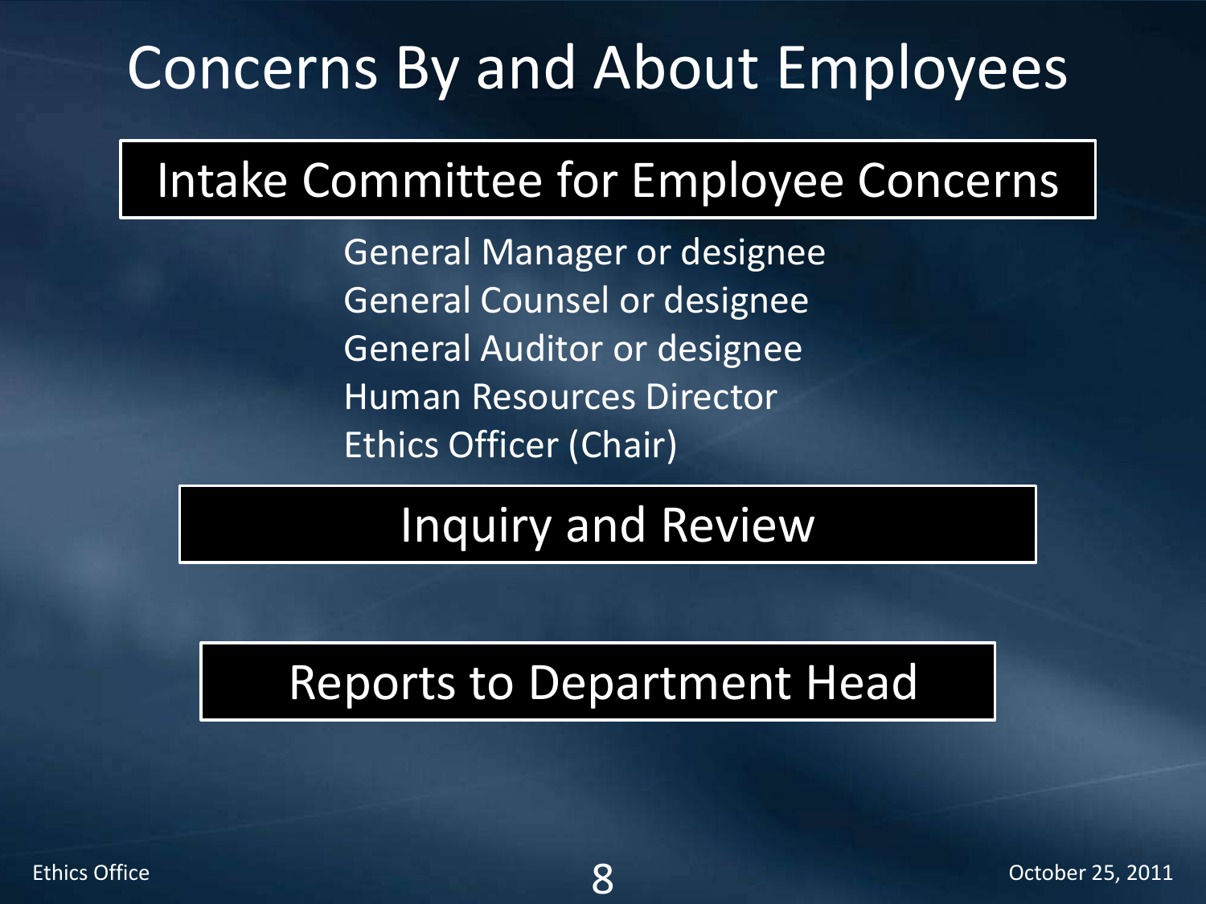# Concerns By and About Employees

## Intake Committee for Employee Concerns

General Manager or designee
General Counsel or designee
General Auditor or designee
Human Resources Director
Ethics Officer (Chair)

## Inquiry and Review

## Reports to Department Head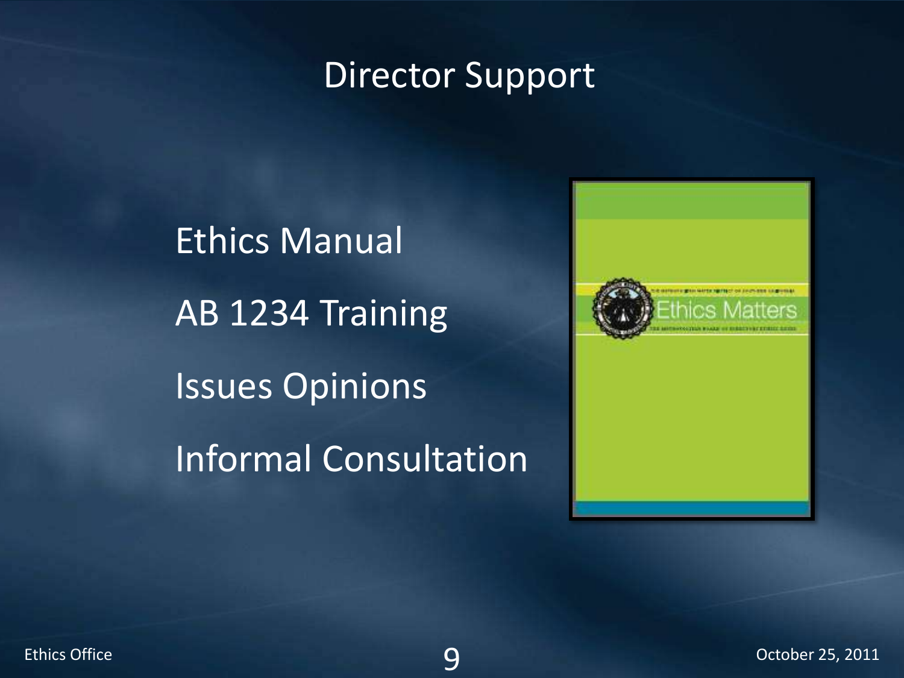# Director Support

- Ethics Manual
- AB 1234 Training
- Issues Opinions
- Informal Consultation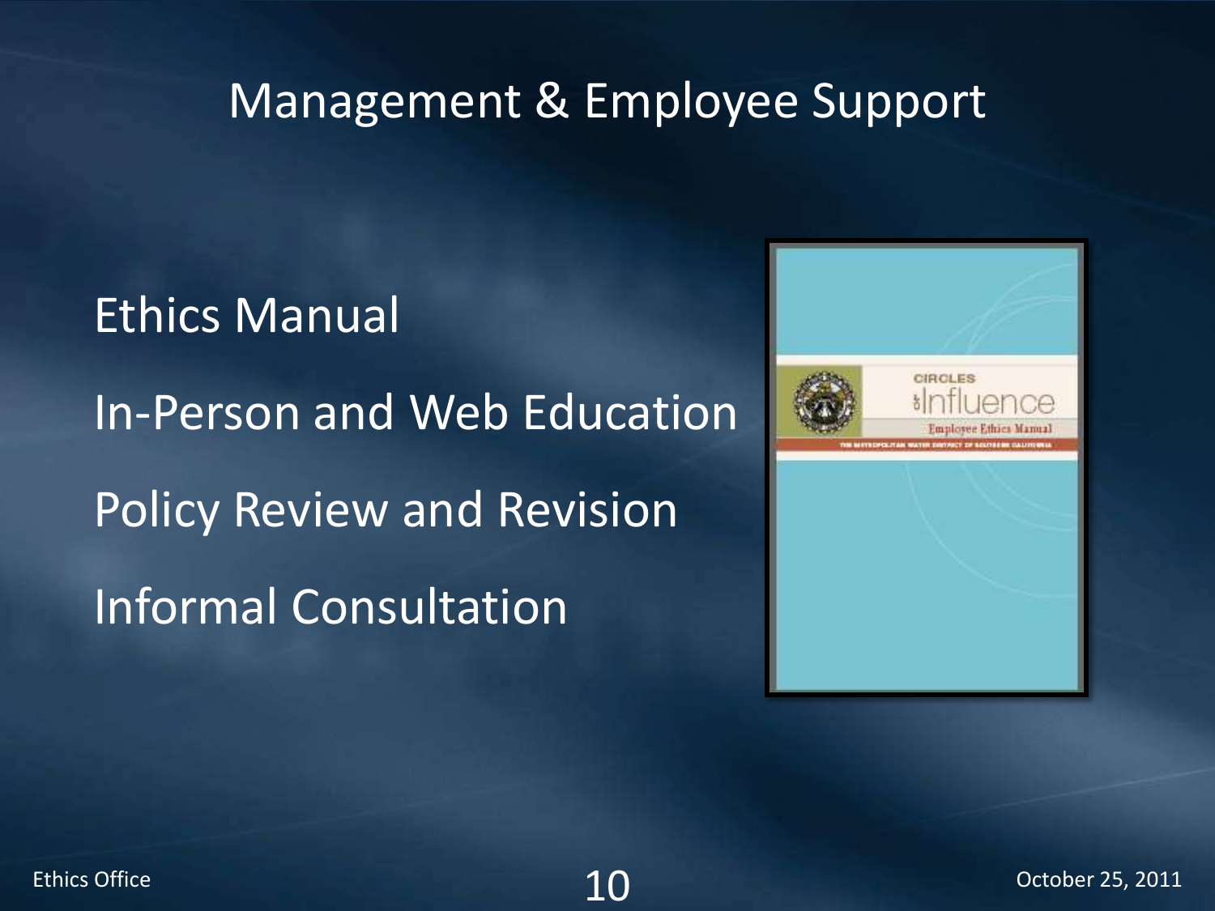# Management & Employee Support

- Ethics Manual
- In-Person and Web Education
- Policy Review and Revision
- Informal Consultation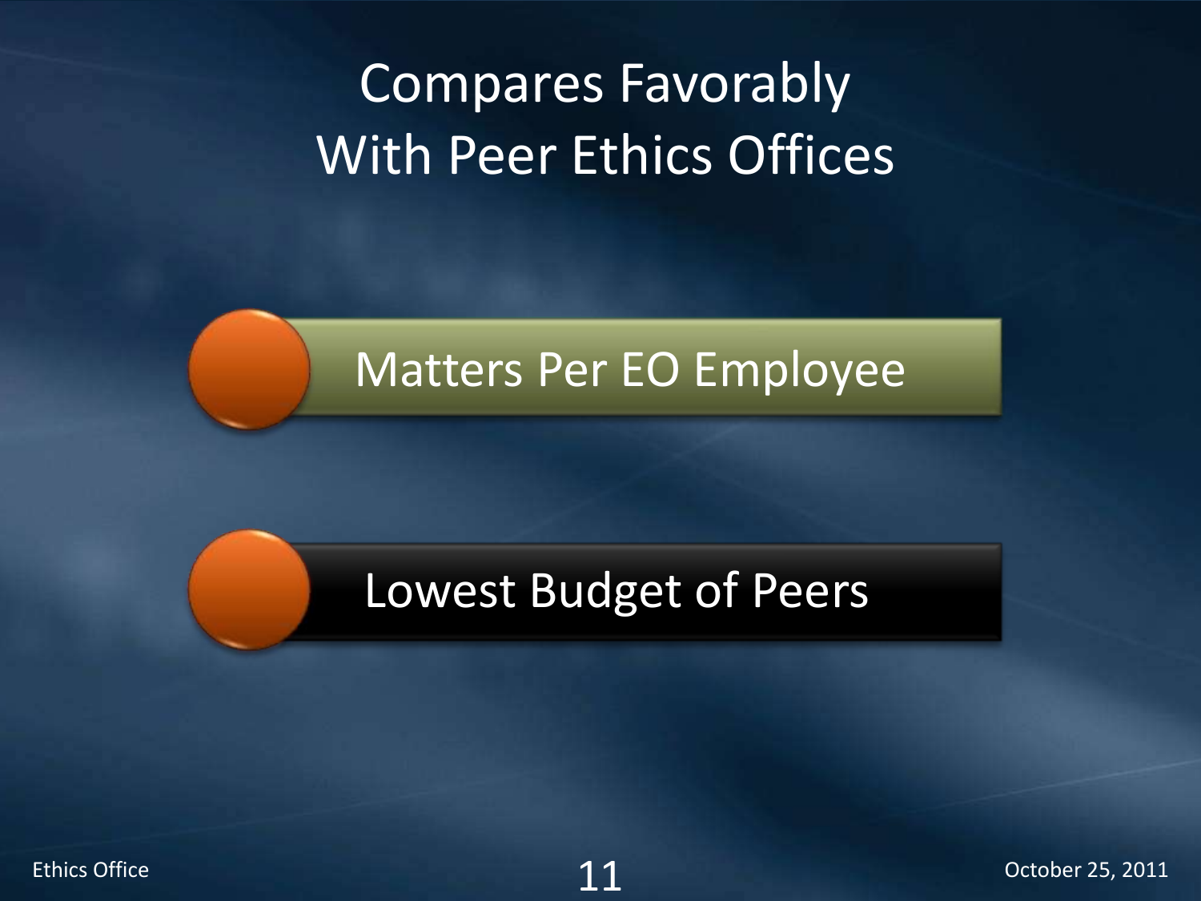# Compares Favorably With Peer Ethics Offices

- Matters Per EO Employee
- Lowest Budget of Peers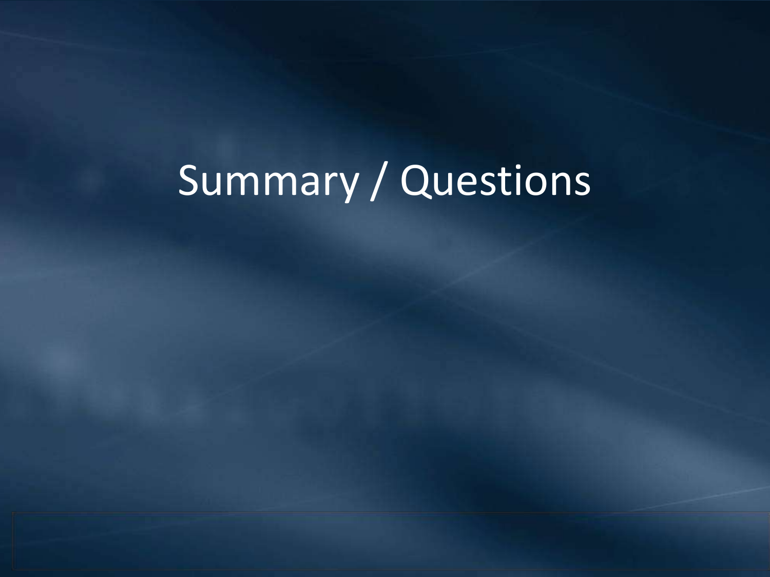# Summary / Questions